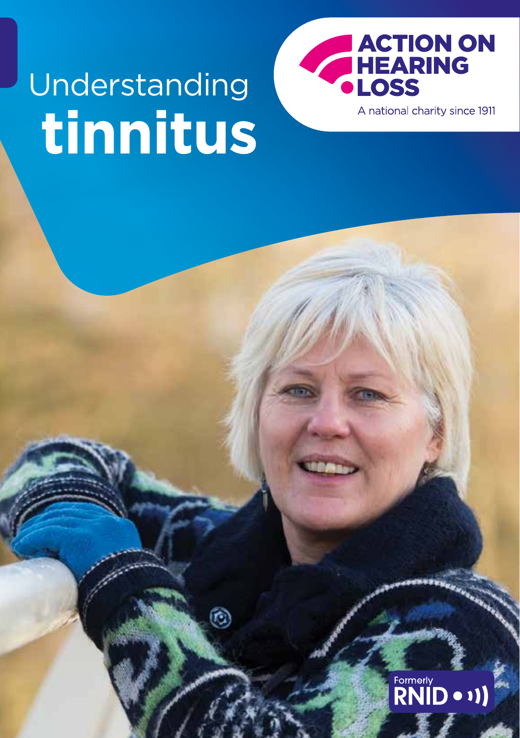# Understanding **tinnitus**

**ACTION ON HEARING LOSS**

A national charity since 1911

Formerly RNID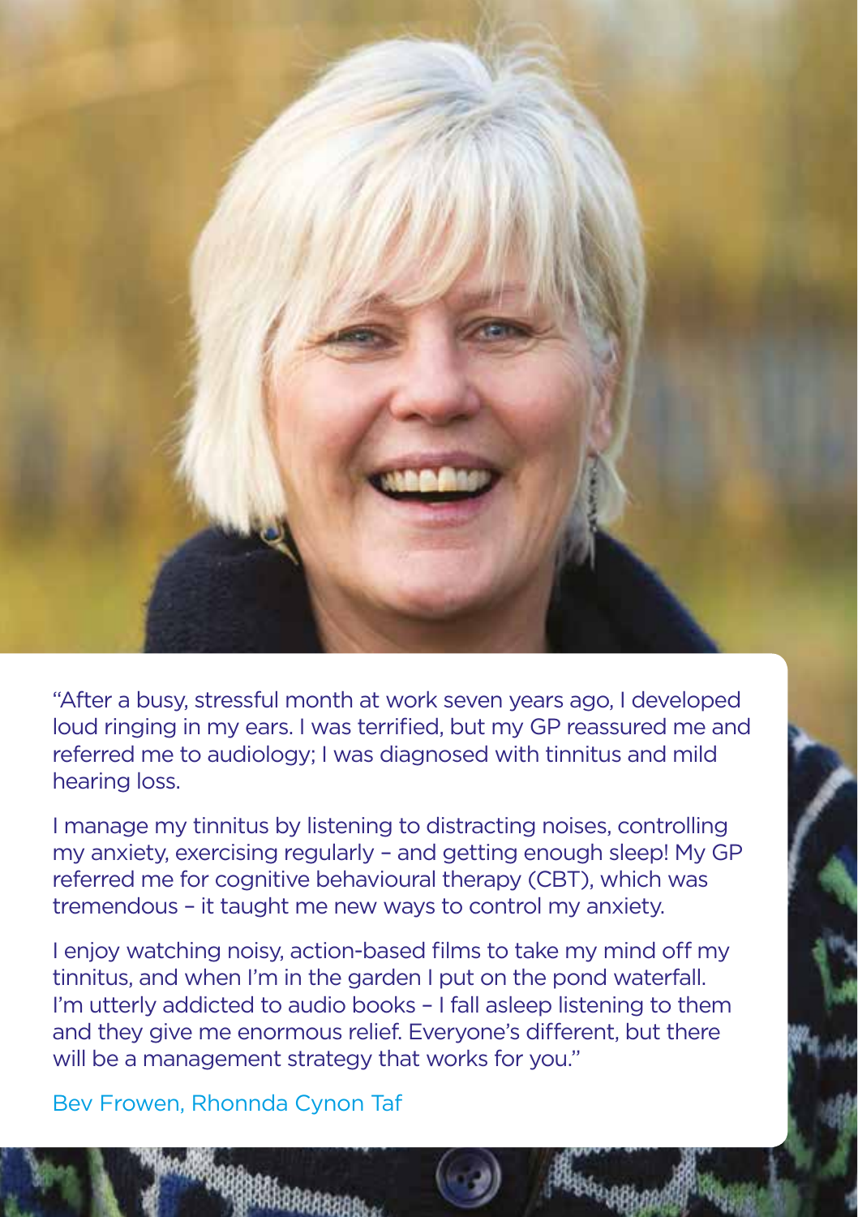"After a busy, stressful month at work seven years ago, I developed loud ringing in my ears. I was terrified, but my GP reassured me and referred me to audiology; I was diagnosed with tinnitus and mild hearing loss.

I manage my tinnitus by listening to distracting noises, controlling my anxiety, exercising regularly – and getting enough sleep! My GP referred me for cognitive behavioural therapy (CBT), which was tremendous – it taught me new ways to control my anxiety.

I enjoy watching noisy, action-based films to take my mind off my tinnitus, and when I'm in the garden I put on the pond waterfall. I'm utterly addicted to audio books – I fall asleep listening to them and they give me enormous relief. Everyone's different, but there will be a management strategy that works for you."

Bev Frowen, Rhonnda Cynon Taf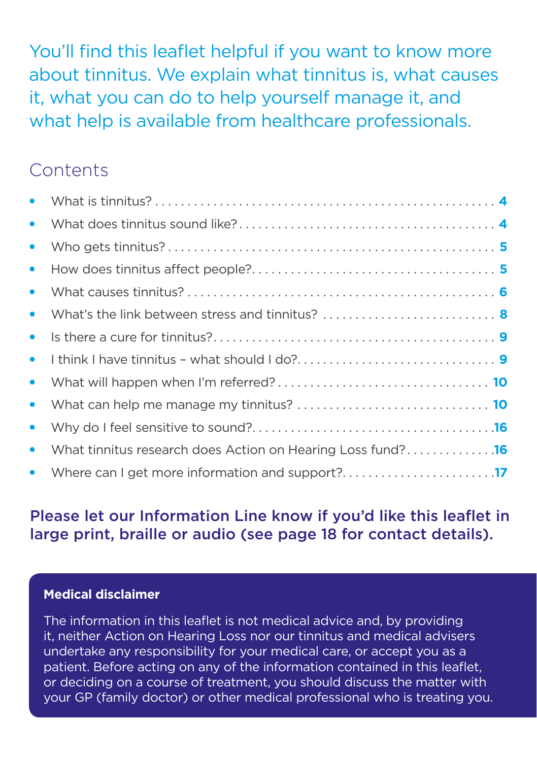You'll find this leaflet helpful if you want to know more about tinnitus. We explain what tinnitus is, what causes it, what you can do to help yourself manage it, and what help is available from healthcare professionals.

## Contents

- What is tinnitus? .......... **4**
- What does tinnitus sound like? .......... **4**
- Who gets tinnitus? .......... **5**
- How does tinnitus affect people? .......... **5**
- What causes tinnitus? .......... **6**
- What's the link between stress and tinnitus? .......... **8**
- Is there a cure for tinnitus? .......... **9**
- I think I have tinnitus – what should I do? .......... **9**
- What will happen when I'm referred? .......... **10**
- What can help me manage my tinnitus? .......... **10**
- Why do I feel sensitive to sound? .......... **16**
- What tinnitus research does Action on Hearing Loss fund? .......... **16**
- Where can I get more information and support? .......... **17**

**Please let our Information Line know if you'd like this leaflet in large print, braille or audio (see page 18 for contact details).**

**Medical disclaimer**

The information in this leaflet is not medical advice and, by providing it, neither Action on Hearing Loss nor our tinnitus and medical advisers undertake any responsibility for your medical care, or accept you as a patient. Before acting on any of the information contained in this leaflet, or deciding on a course of treatment, you should discuss the matter with your GP (family doctor) or other medical professional who is treating you.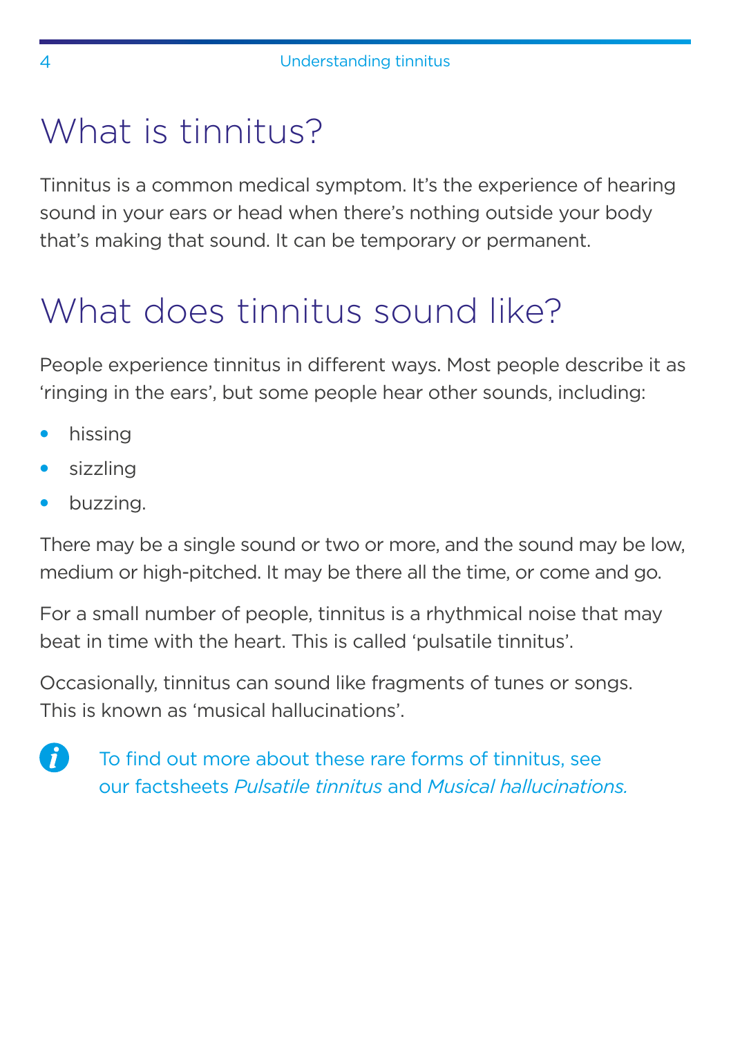# What is tinnitus?

Tinnitus is a common medical symptom. It's the experience of hearing sound in your ears or head when there's nothing outside your body that's making that sound. It can be temporary or permanent.

# What does tinnitus sound like?

People experience tinnitus in different ways. Most people describe it as 'ringing in the ears', but some people hear other sounds, including:

- hissing
- sizzling
- buzzing.

There may be a single sound or two or more, and the sound may be low, medium or high-pitched. It may be there all the time, or come and go.

For a small number of people, tinnitus is a rhythmical noise that may beat in time with the heart. This is called 'pulsatile tinnitus'.

Occasionally, tinnitus can sound like fragments of tunes or songs. This is known as 'musical hallucinations'.

To find out more about these rare forms of tinnitus, see our factsheets *Pulsatile tinnitus* and *Musical hallucinations.*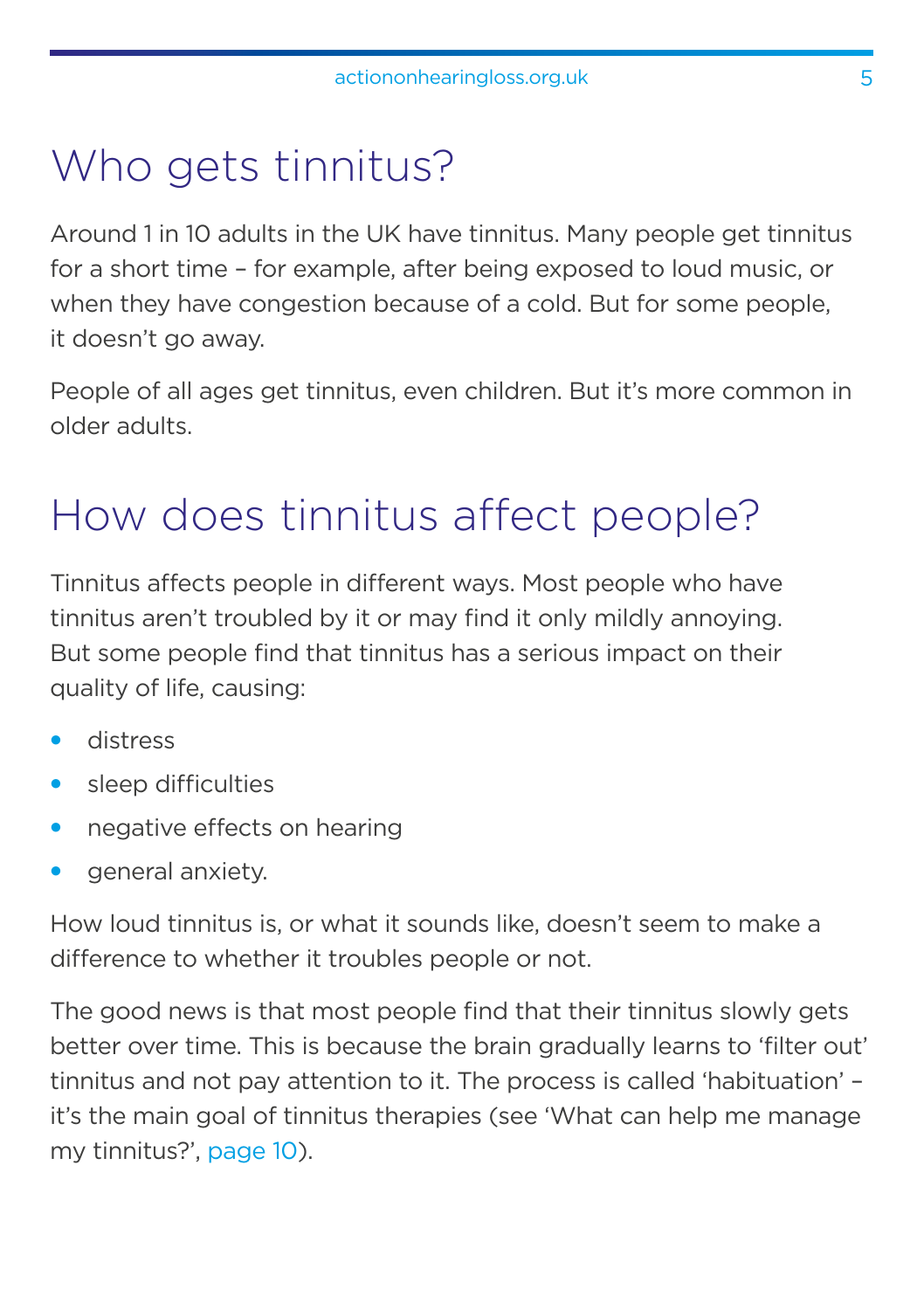# Who gets tinnitus?

Around 1 in 10 adults in the UK have tinnitus. Many people get tinnitus for a short time – for example, after being exposed to loud music, or when they have congestion because of a cold. But for some people, it doesn't go away.

People of all ages get tinnitus, even children. But it's more common in older adults.

# How does tinnitus affect people?

Tinnitus affects people in different ways. Most people who have tinnitus aren't troubled by it or may find it only mildly annoying. But some people find that tinnitus has a serious impact on their quality of life, causing:

- distress
- sleep difficulties
- negative effects on hearing
- general anxiety.

How loud tinnitus is, or what it sounds like, doesn't seem to make a difference to whether it troubles people or not.

The good news is that most people find that their tinnitus slowly gets better over time. This is because the brain gradually learns to 'filter out' tinnitus and not pay attention to it. The process is called 'habituation' – it's the main goal of tinnitus therapies (see 'What can help me manage my tinnitus?', page 10).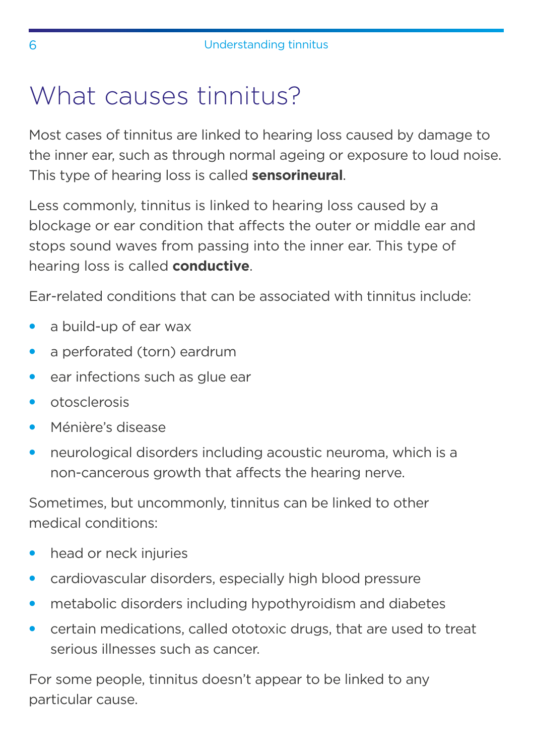# What causes tinnitus?

Most cases of tinnitus are linked to hearing loss caused by damage to the inner ear, such as through normal ageing or exposure to loud noise. This type of hearing loss is called **sensorineural**.

Less commonly, tinnitus is linked to hearing loss caused by a blockage or ear condition that affects the outer or middle ear and stops sound waves from passing into the inner ear. This type of hearing loss is called **conductive**.

Ear-related conditions that can be associated with tinnitus include:

- a build-up of ear wax
- a perforated (torn) eardrum
- ear infections such as glue ear
- otosclerosis
- Ménière's disease
- neurological disorders including acoustic neuroma, which is a non-cancerous growth that affects the hearing nerve.

Sometimes, but uncommonly, tinnitus can be linked to other medical conditions:

- head or neck injuries
- cardiovascular disorders, especially high blood pressure
- metabolic disorders including hypothyroidism and diabetes
- certain medications, called ototoxic drugs, that are used to treat serious illnesses such as cancer.

For some people, tinnitus doesn't appear to be linked to any particular cause.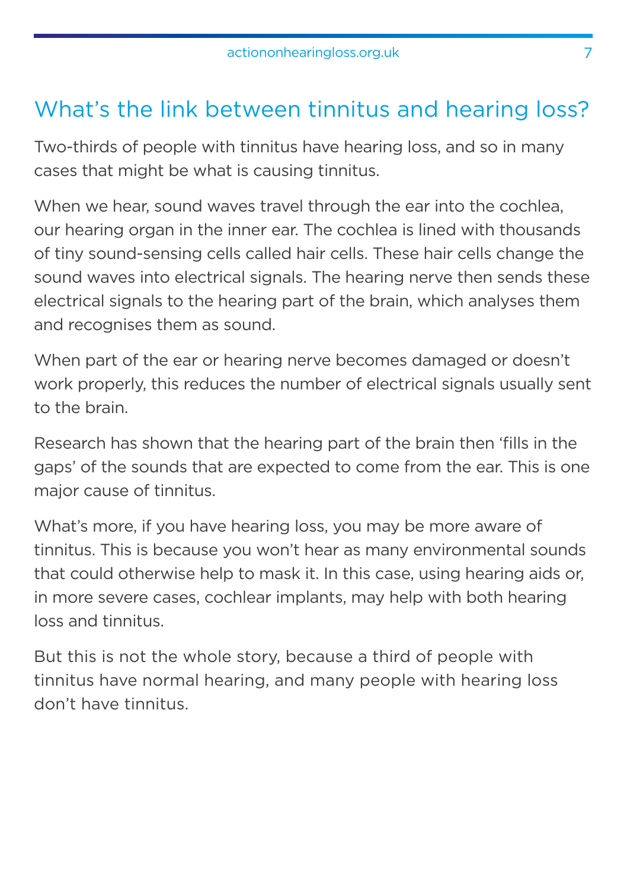## What's the link between tinnitus and hearing loss?

Two-thirds of people with tinnitus have hearing loss, and so in many cases that might be what is causing tinnitus.

When we hear, sound waves travel through the ear into the cochlea, our hearing organ in the inner ear. The cochlea is lined with thousands of tiny sound-sensing cells called hair cells. These hair cells change the sound waves into electrical signals. The hearing nerve then sends these electrical signals to the hearing part of the brain, which analyses them and recognises them as sound.

When part of the ear or hearing nerve becomes damaged or doesn't work properly, this reduces the number of electrical signals usually sent to the brain.

Research has shown that the hearing part of the brain then 'fills in the gaps' of the sounds that are expected to come from the ear. This is one major cause of tinnitus.

What's more, if you have hearing loss, you may be more aware of tinnitus. This is because you won't hear as many environmental sounds that could otherwise help to mask it. In this case, using hearing aids or, in more severe cases, cochlear implants, may help with both hearing loss and tinnitus.

But this is not the whole story, because a third of people with tinnitus have normal hearing, and many people with hearing loss don't have tinnitus.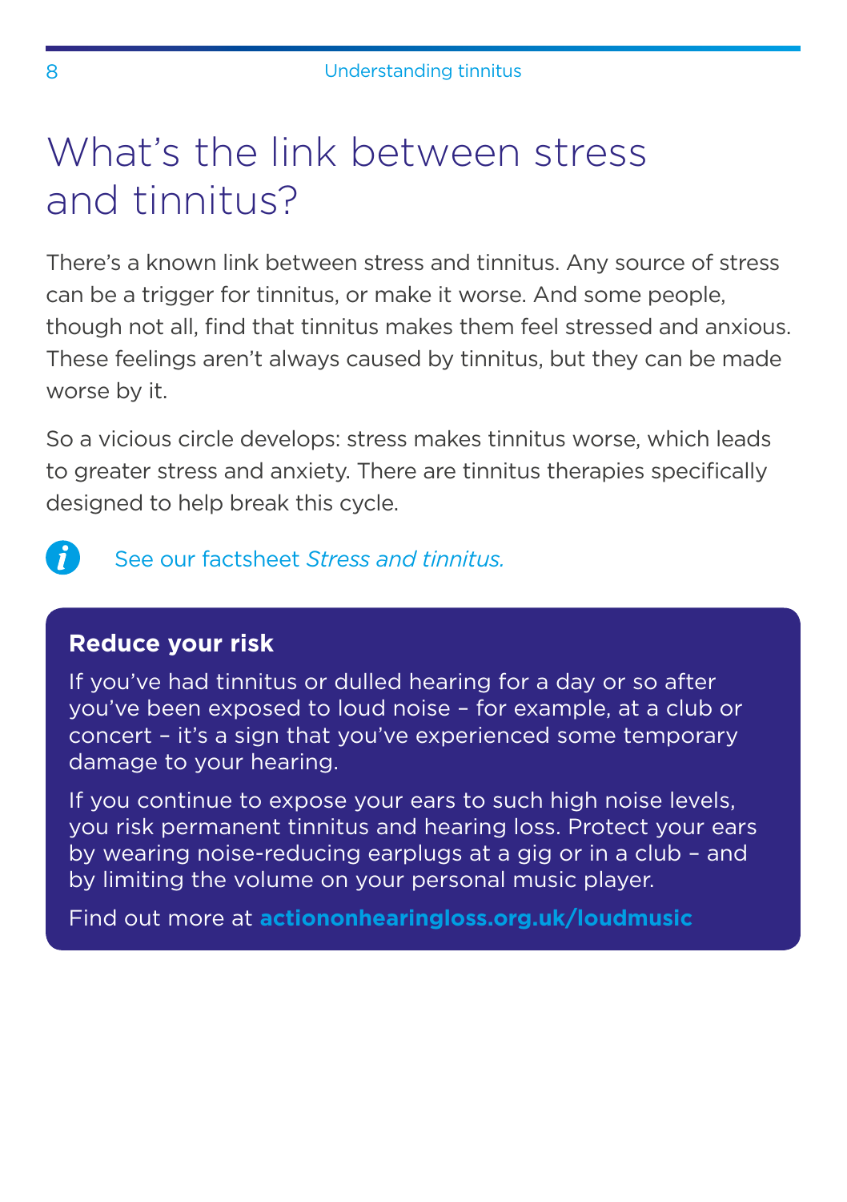# What's the link between stress and tinnitus?

There's a known link between stress and tinnitus. Any source of stress can be a trigger for tinnitus, or make it worse. And some people, though not all, find that tinnitus makes them feel stressed and anxious. These feelings aren't always caused by tinnitus, but they can be made worse by it.

So a vicious circle develops: stress makes tinnitus worse, which leads to greater stress and anxiety. There are tinnitus therapies specifically designed to help break this cycle.

See our factsheet *Stress and tinnitus.*

### Reduce your risk

If you've had tinnitus or dulled hearing for a day or so after you've been exposed to loud noise – for example, at a club or concert – it's a sign that you've experienced some temporary damage to your hearing.

If you continue to expose your ears to such high noise levels, you risk permanent tinnitus and hearing loss. Protect your ears by wearing noise-reducing earplugs at a gig or in a club – and by limiting the volume on your personal music player.

Find out more at **actiononhearingloss.org.uk/loudmusic**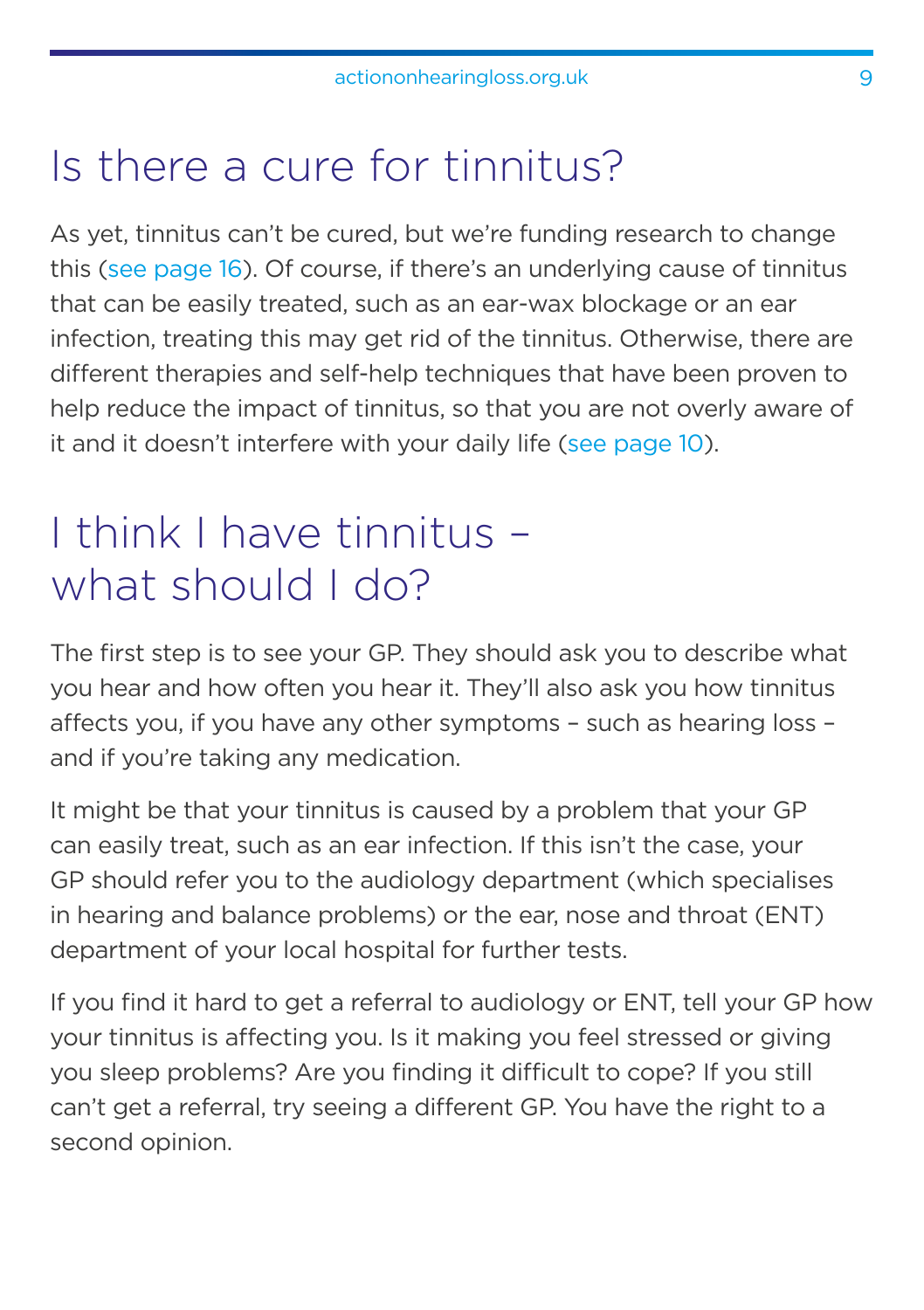## Is there a cure for tinnitus?

As yet, tinnitus can't be cured, but we're funding research to change this (see page 16). Of course, if there's an underlying cause of tinnitus that can be easily treated, such as an ear-wax blockage or an ear infection, treating this may get rid of the tinnitus. Otherwise, there are different therapies and self-help techniques that have been proven to help reduce the impact of tinnitus, so that you are not overly aware of it and it doesn't interfere with your daily life (see page 10).

## I think I have tinnitus – what should I do?

The first step is to see your GP. They should ask you to describe what you hear and how often you hear it. They'll also ask you how tinnitus affects you, if you have any other symptoms – such as hearing loss – and if you're taking any medication.

It might be that your tinnitus is caused by a problem that your GP can easily treat, such as an ear infection. If this isn't the case, your GP should refer you to the audiology department (which specialises in hearing and balance problems) or the ear, nose and throat (ENT) department of your local hospital for further tests.

If you find it hard to get a referral to audiology or ENT, tell your GP how your tinnitus is affecting you. Is it making you feel stressed or giving you sleep problems? Are you finding it difficult to cope? If you still can't get a referral, try seeing a different GP. You have the right to a second opinion.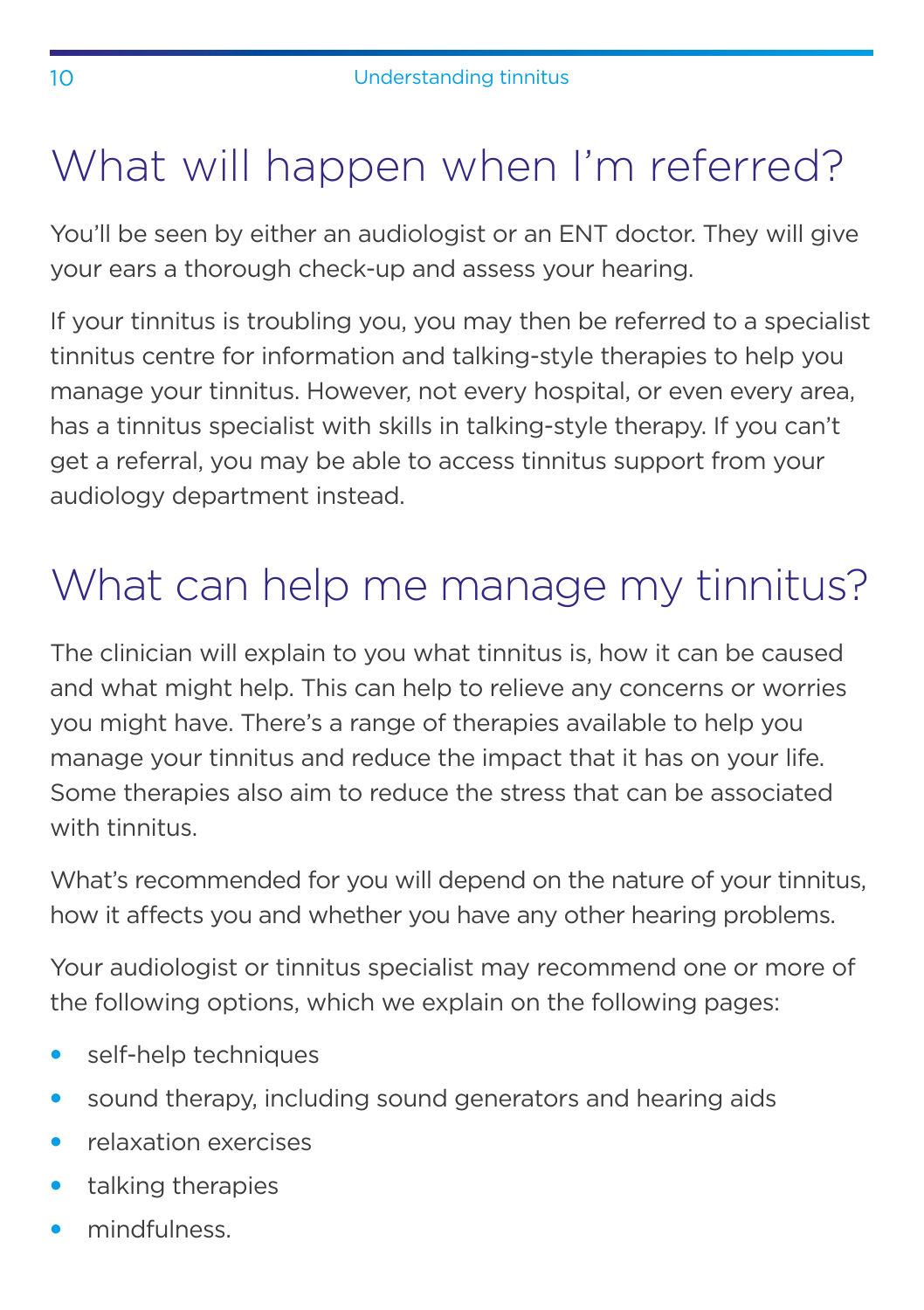## What will happen when I'm referred?

You'll be seen by either an audiologist or an ENT doctor. They will give your ears a thorough check-up and assess your hearing.

If your tinnitus is troubling you, you may then be referred to a specialist tinnitus centre for information and talking-style therapies to help you manage your tinnitus. However, not every hospital, or even every area, has a tinnitus specialist with skills in talking-style therapy. If you can't get a referral, you may be able to access tinnitus support from your audiology department instead.

## What can help me manage my tinnitus?

The clinician will explain to you what tinnitus is, how it can be caused and what might help. This can help to relieve any concerns or worries you might have. There's a range of therapies available to help you manage your tinnitus and reduce the impact that it has on your life. Some therapies also aim to reduce the stress that can be associated with tinnitus.

What's recommended for you will depend on the nature of your tinnitus, how it affects you and whether you have any other hearing problems.

Your audiologist or tinnitus specialist may recommend one or more of the following options, which we explain on the following pages:

- self-help techniques
- sound therapy, including sound generators and hearing aids
- relaxation exercises
- talking therapies
- mindfulness.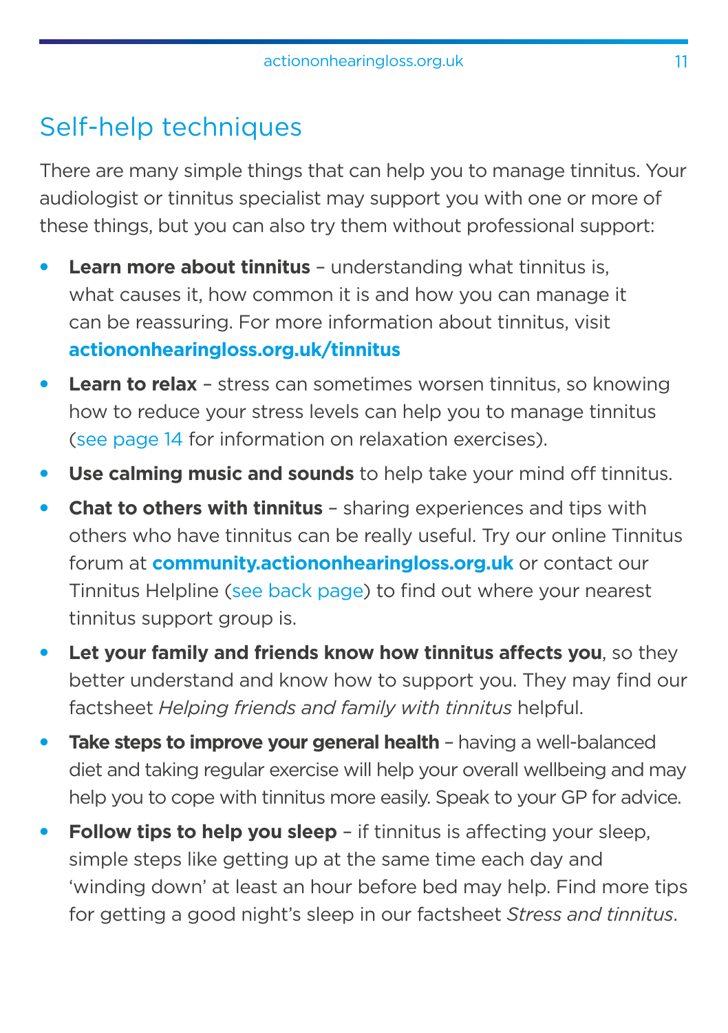## Self-help techniques

There are many simple things that can help you to manage tinnitus. Your audiologist or tinnitus specialist may support you with one or more of these things, but you can also try them without professional support:

- **Learn more about tinnitus** – understanding what tinnitus is, what causes it, how common it is and how you can manage it can be reassuring. For more information about tinnitus, visit **actiononhearingloss.org.uk/tinnitus**
- **Learn to relax** – stress can sometimes worsen tinnitus, so knowing how to reduce your stress levels can help you to manage tinnitus (see page 14 for information on relaxation exercises).
- **Use calming music and sounds** to help take your mind off tinnitus.
- **Chat to others with tinnitus** – sharing experiences and tips with others who have tinnitus can be really useful. Try our online Tinnitus forum at **community.actiononhearingloss.org.uk** or contact our Tinnitus Helpline (see back page) to find out where your nearest tinnitus support group is.
- **Let your family and friends know how tinnitus affects you**, so they better understand and know how to support you. They may find our factsheet *Helping friends and family with tinnitus* helpful.
- **Take steps to improve your general health** – having a well-balanced diet and taking regular exercise will help your overall wellbeing and may help you to cope with tinnitus more easily. Speak to your GP for advice.
- **Follow tips to help you sleep** – if tinnitus is affecting your sleep, simple steps like getting up at the same time each day and 'winding down' at least an hour before bed may help. Find more tips for getting a good night's sleep in our factsheet *Stress and tinnitus*.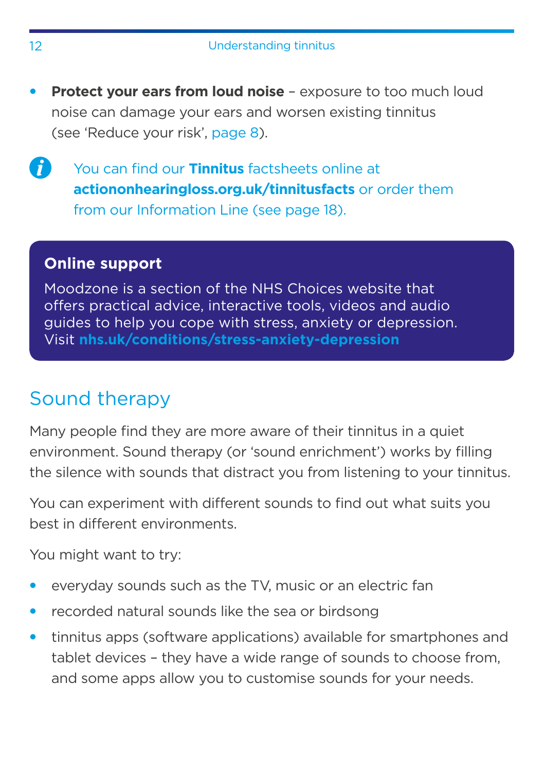- **Protect your ears from loud noise** – exposure to too much loud noise can damage your ears and worsen existing tinnitus (see 'Reduce your risk', page 8).

You can find our **Tinnitus** factsheets online at **actiononhearingloss.org.uk/tinnitusfacts** or order them from our Information Line (see page 18).

> **Online support**
>
> Moodzone is a section of the NHS Choices website that offers practical advice, interactive tools, videos and audio guides to help you cope with stress, anxiety or depression. Visit **nhs.uk/conditions/stress-anxiety-depression**

## Sound therapy

Many people find they are more aware of their tinnitus in a quiet environment. Sound therapy (or 'sound enrichment') works by filling the silence with sounds that distract you from listening to your tinnitus.

You can experiment with different sounds to find out what suits you best in different environments.

You might want to try:

- everyday sounds such as the TV, music or an electric fan
- recorded natural sounds like the sea or birdsong
- tinnitus apps (software applications) available for smartphones and tablet devices – they have a wide range of sounds to choose from, and some apps allow you to customise sounds for your needs.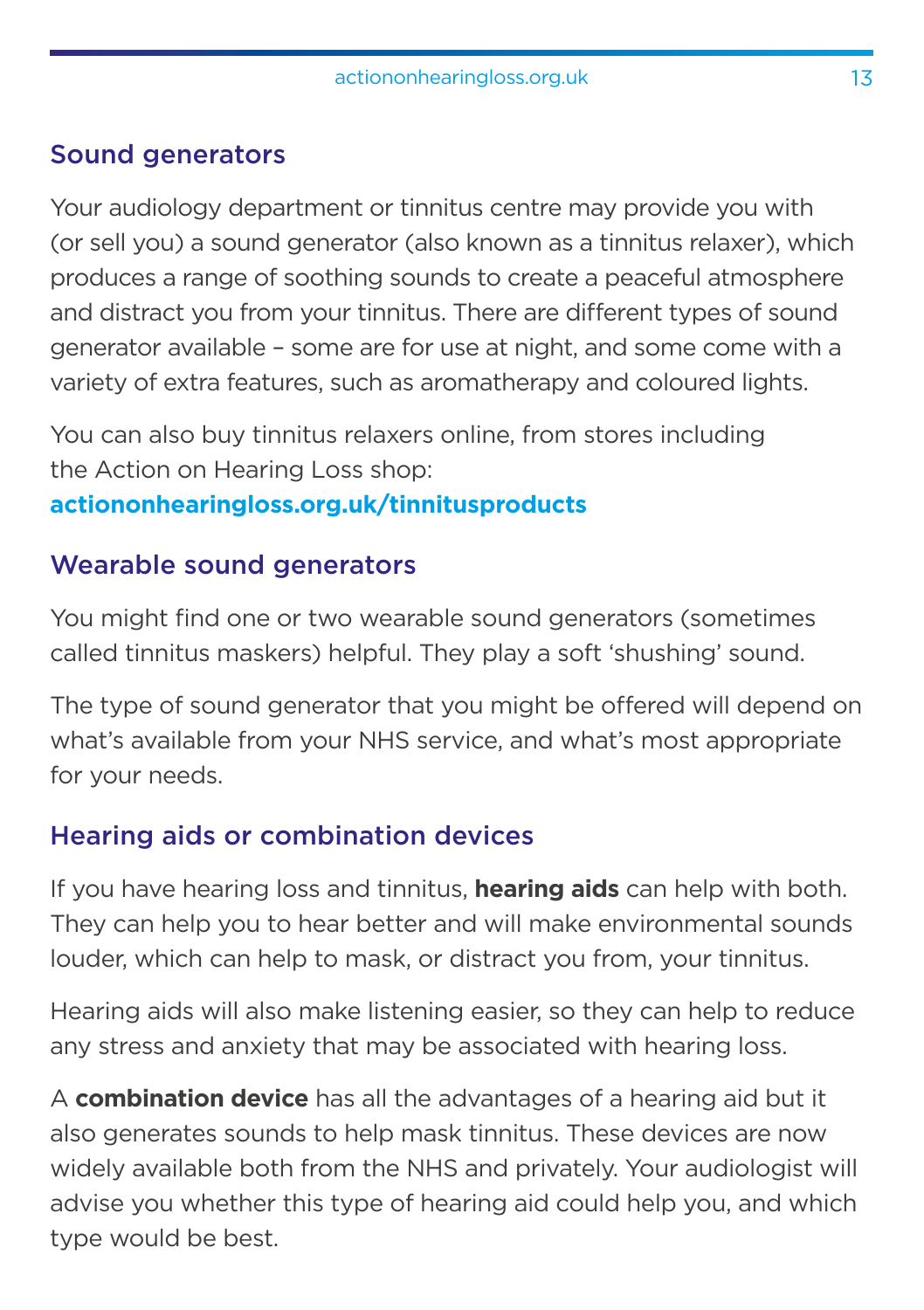## Sound generators

Your audiology department or tinnitus centre may provide you with (or sell you) a sound generator (also known as a tinnitus relaxer), which produces a range of soothing sounds to create a peaceful atmosphere and distract you from your tinnitus. There are different types of sound generator available – some are for use at night, and some come with a variety of extra features, such as aromatherapy and coloured lights.

You can also buy tinnitus relaxers online, from stores including the Action on Hearing Loss shop: **actiononhearingloss.org.uk/tinnitusproducts**

## Wearable sound generators

You might find one or two wearable sound generators (sometimes called tinnitus maskers) helpful. They play a soft 'shushing' sound.

The type of sound generator that you might be offered will depend on what's available from your NHS service, and what's most appropriate for your needs.

## Hearing aids or combination devices

If you have hearing loss and tinnitus, **hearing aids** can help with both. They can help you to hear better and will make environmental sounds louder, which can help to mask, or distract you from, your tinnitus.

Hearing aids will also make listening easier, so they can help to reduce any stress and anxiety that may be associated with hearing loss.

A **combination device** has all the advantages of a hearing aid but it also generates sounds to help mask tinnitus. These devices are now widely available both from the NHS and privately. Your audiologist will advise you whether this type of hearing aid could help you, and which type would be best.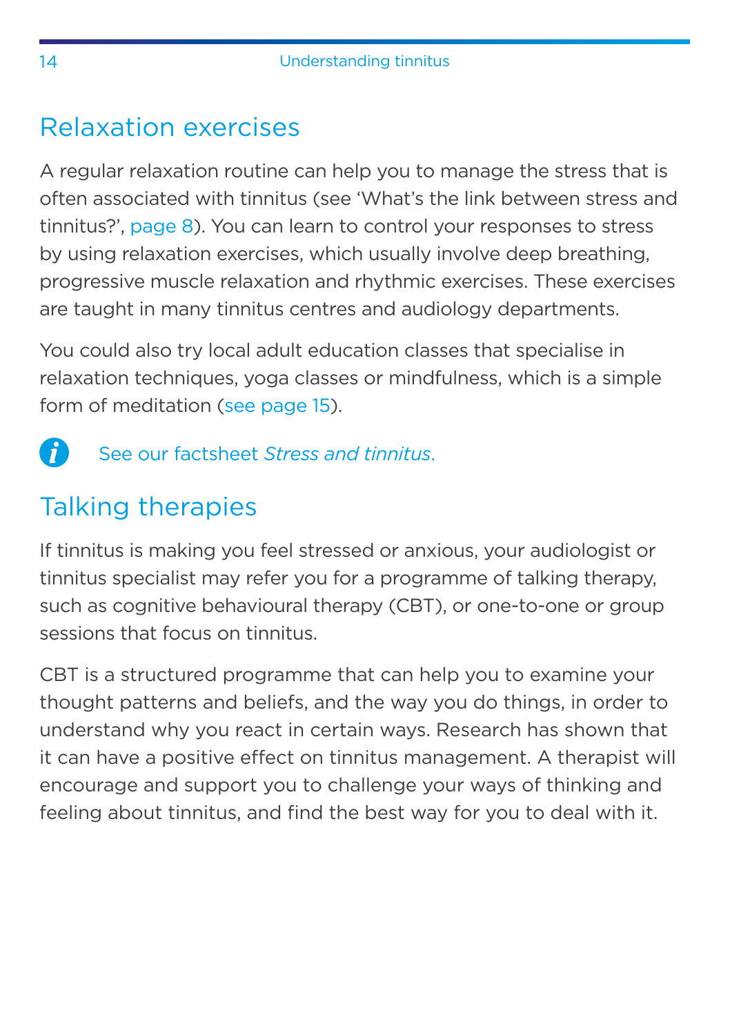## Relaxation exercises

A regular relaxation routine can help you to manage the stress that is often associated with tinnitus (see 'What's the link between stress and tinnitus?', page 8). You can learn to control your responses to stress by using relaxation exercises, which usually involve deep breathing, progressive muscle relaxation and rhythmic exercises. These exercises are taught in many tinnitus centres and audiology departments.

You could also try local adult education classes that specialise in relaxation techniques, yoga classes or mindfulness, which is a simple form of meditation (see page 15).

See our factsheet *Stress and tinnitus*.

## Talking therapies

If tinnitus is making you feel stressed or anxious, your audiologist or tinnitus specialist may refer you for a programme of talking therapy, such as cognitive behavioural therapy (CBT), or one-to-one or group sessions that focus on tinnitus.

CBT is a structured programme that can help you to examine your thought patterns and beliefs, and the way you do things, in order to understand why you react in certain ways. Research has shown that it can have a positive effect on tinnitus management. A therapist will encourage and support you to challenge your ways of thinking and feeling about tinnitus, and find the best way for you to deal with it.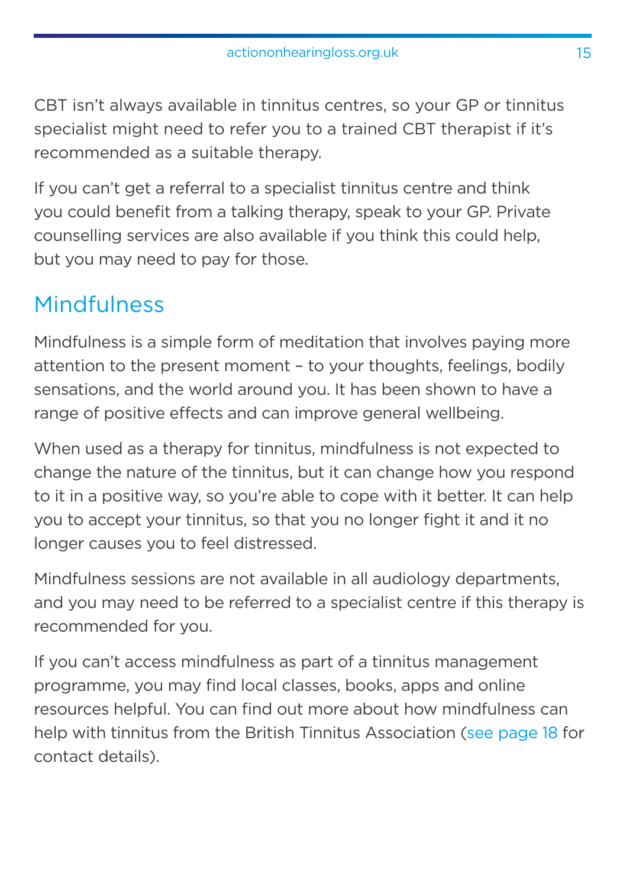CBT isn't always available in tinnitus centres, so your GP or tinnitus specialist might need to refer you to a trained CBT therapist if it's recommended as a suitable therapy.

If you can't get a referral to a specialist tinnitus centre and think you could benefit from a talking therapy, speak to your GP. Private counselling services are also available if you think this could help, but you may need to pay for those.

## Mindfulness

Mindfulness is a simple form of meditation that involves paying more attention to the present moment – to your thoughts, feelings, bodily sensations, and the world around you. It has been shown to have a range of positive effects and can improve general wellbeing.

When used as a therapy for tinnitus, mindfulness is not expected to change the nature of the tinnitus, but it can change how you respond to it in a positive way, so you're able to cope with it better. It can help you to accept your tinnitus, so that you no longer fight it and it no longer causes you to feel distressed.

Mindfulness sessions are not available in all audiology departments, and you may need to be referred to a specialist centre if this therapy is recommended for you.

If you can't access mindfulness as part of a tinnitus management programme, you may find local classes, books, apps and online resources helpful. You can find out more about how mindfulness can help with tinnitus from the British Tinnitus Association (see page 18 for contact details).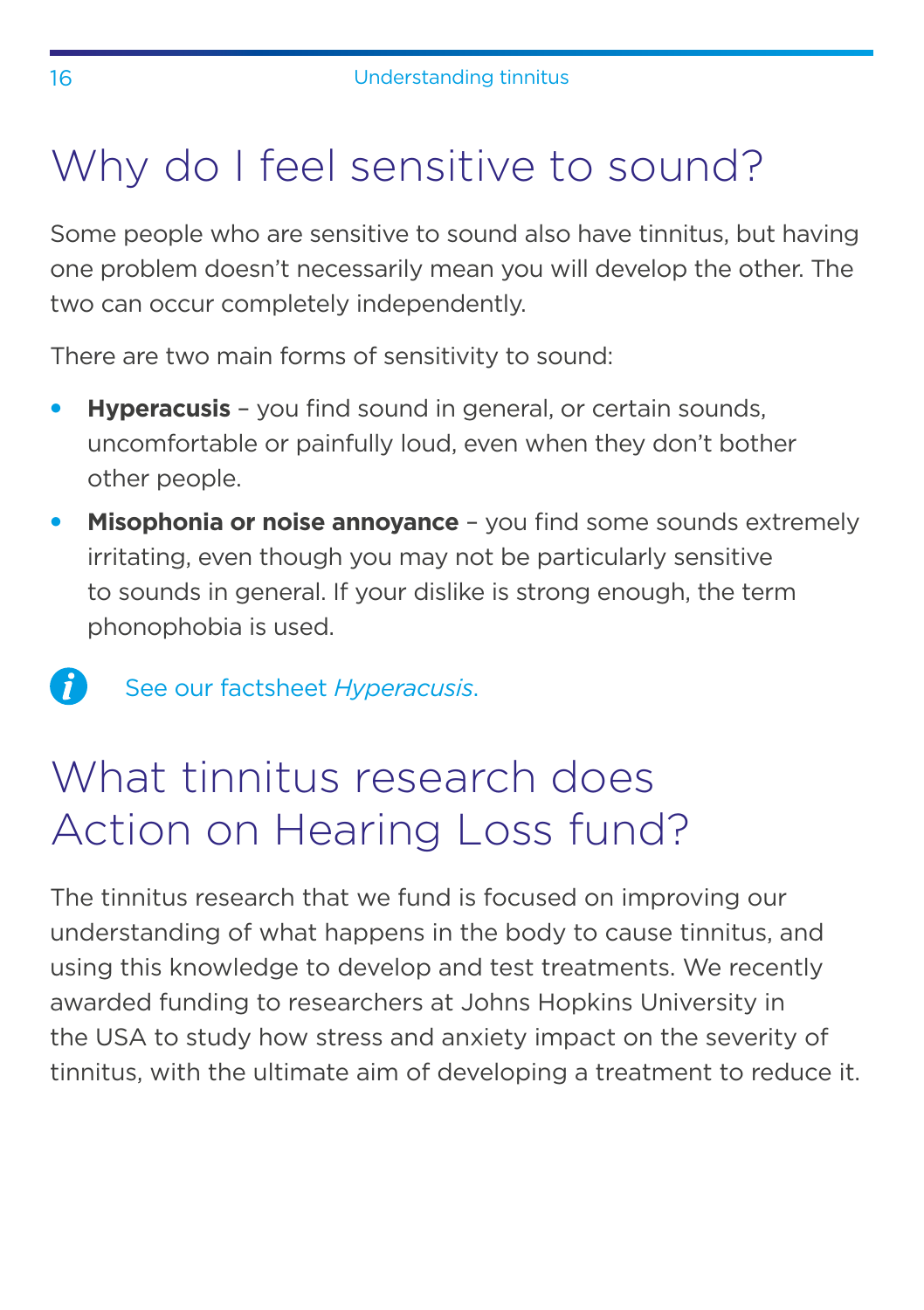# Why do I feel sensitive to sound?

Some people who are sensitive to sound also have tinnitus, but having one problem doesn't necessarily mean you will develop the other. The two can occur completely independently.

There are two main forms of sensitivity to sound:

- **Hyperacusis** – you find sound in general, or certain sounds, uncomfortable or painfully loud, even when they don't bother other people.
- **Misophonia or noise annoyance** – you find some sounds extremely irritating, even though you may not be particularly sensitive to sounds in general. If your dislike is strong enough, the term phonophobia is used.

See our factsheet *Hyperacusis*.

# What tinnitus research does Action on Hearing Loss fund?

The tinnitus research that we fund is focused on improving our understanding of what happens in the body to cause tinnitus, and using this knowledge to develop and test treatments. We recently awarded funding to researchers at Johns Hopkins University in the USA to study how stress and anxiety impact on the severity of tinnitus, with the ultimate aim of developing a treatment to reduce it.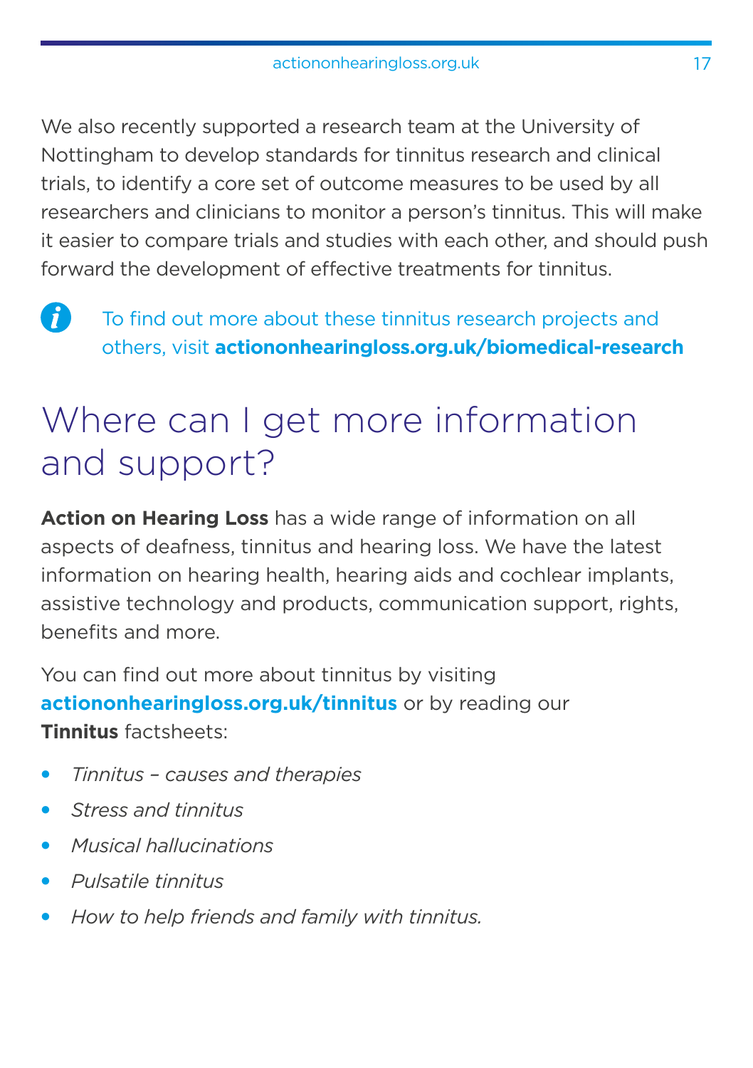We also recently supported a research team at the University of Nottingham to develop standards for tinnitus research and clinical trials, to identify a core set of outcome measures to be used by all researchers and clinicians to monitor a person's tinnitus. This will make it easier to compare trials and studies with each other, and should push forward the development of effective treatments for tinnitus.

To find out more about these tinnitus research projects and others, visit **actiononhearingloss.org.uk/biomedical-research**

# Where can I get more information and support?

**Action on Hearing Loss** has a wide range of information on all aspects of deafness, tinnitus and hearing loss. We have the latest information on hearing health, hearing aids and cochlear implants, assistive technology and products, communication support, rights, benefits and more.

You can find out more about tinnitus by visiting **actiononhearingloss.org.uk/tinnitus** or by reading our **Tinnitus** factsheets:

- *Tinnitus – causes and therapies*
- *Stress and tinnitus*
- *Musical hallucinations*
- *Pulsatile tinnitus*
- *How to help friends and family with tinnitus.*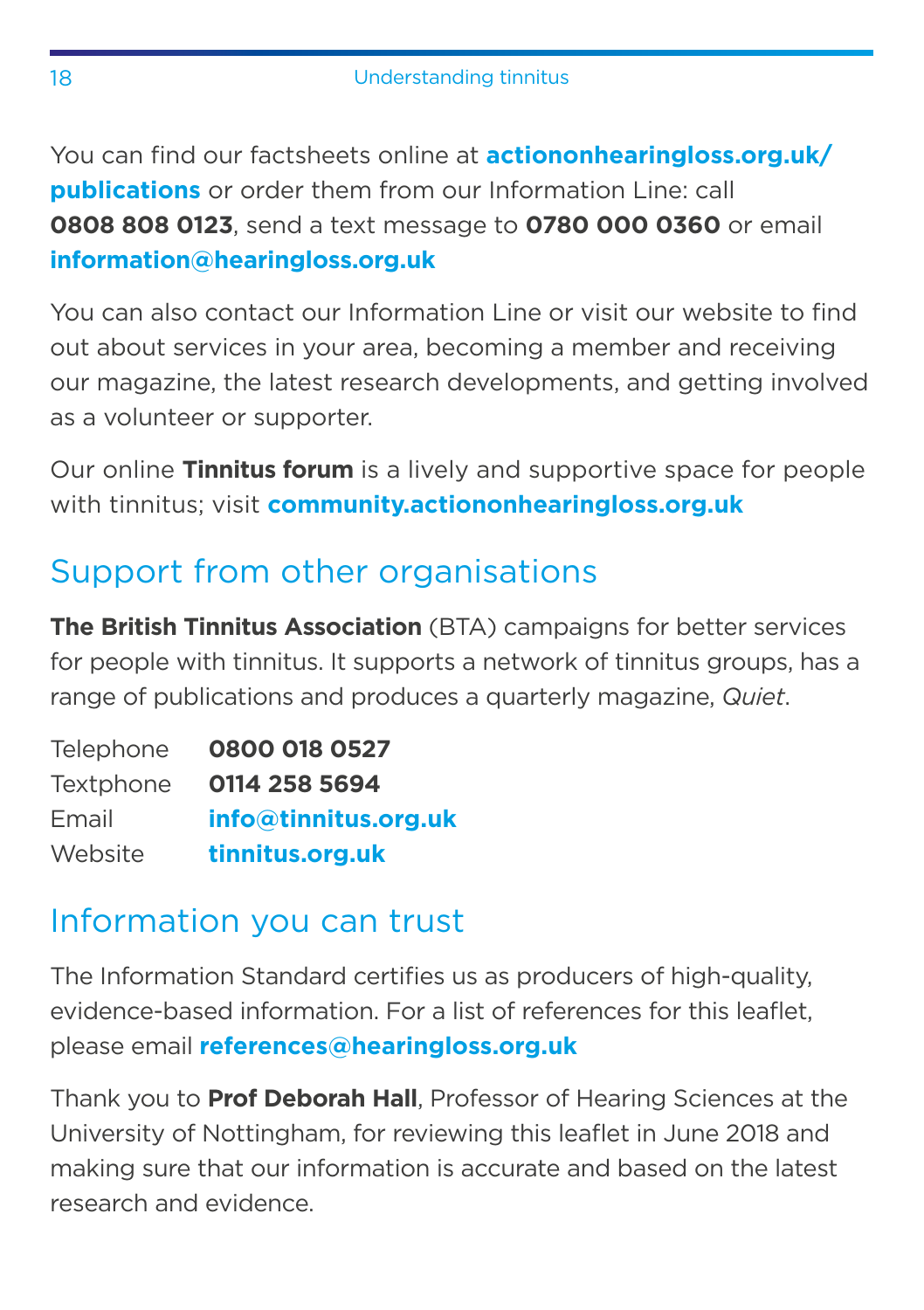You can find our factsheets online at **actiononhearingloss.org.uk/publications** or order them from our Information Line: call **0808 808 0123**, send a text message to **0780 000 0360** or email **information@hearingloss.org.uk**

You can also contact our Information Line or visit our website to find out about services in your area, becoming a member and receiving our magazine, the latest research developments, and getting involved as a volunteer or supporter.

Our online **Tinnitus forum** is a lively and supportive space for people with tinnitus; visit **community.actiononhearingloss.org.uk**

## Support from other organisations

**The British Tinnitus Association** (BTA) campaigns for better services for people with tinnitus. It supports a network of tinnitus groups, has a range of publications and produces a quarterly magazine, *Quiet*.

| | |
|---|---|
| Telephone | **0800 018 0527** |
| Textphone | **0114 258 5694** |
| Email | **info@tinnitus.org.uk** |
| Website | **tinnitus.org.uk** |

## Information you can trust

The Information Standard certifies us as producers of high-quality, evidence-based information. For a list of references for this leaflet, please email **references@hearingloss.org.uk**

Thank you to **Prof Deborah Hall**, Professor of Hearing Sciences at the University of Nottingham, for reviewing this leaflet in June 2018 and making sure that our information is accurate and based on the latest research and evidence.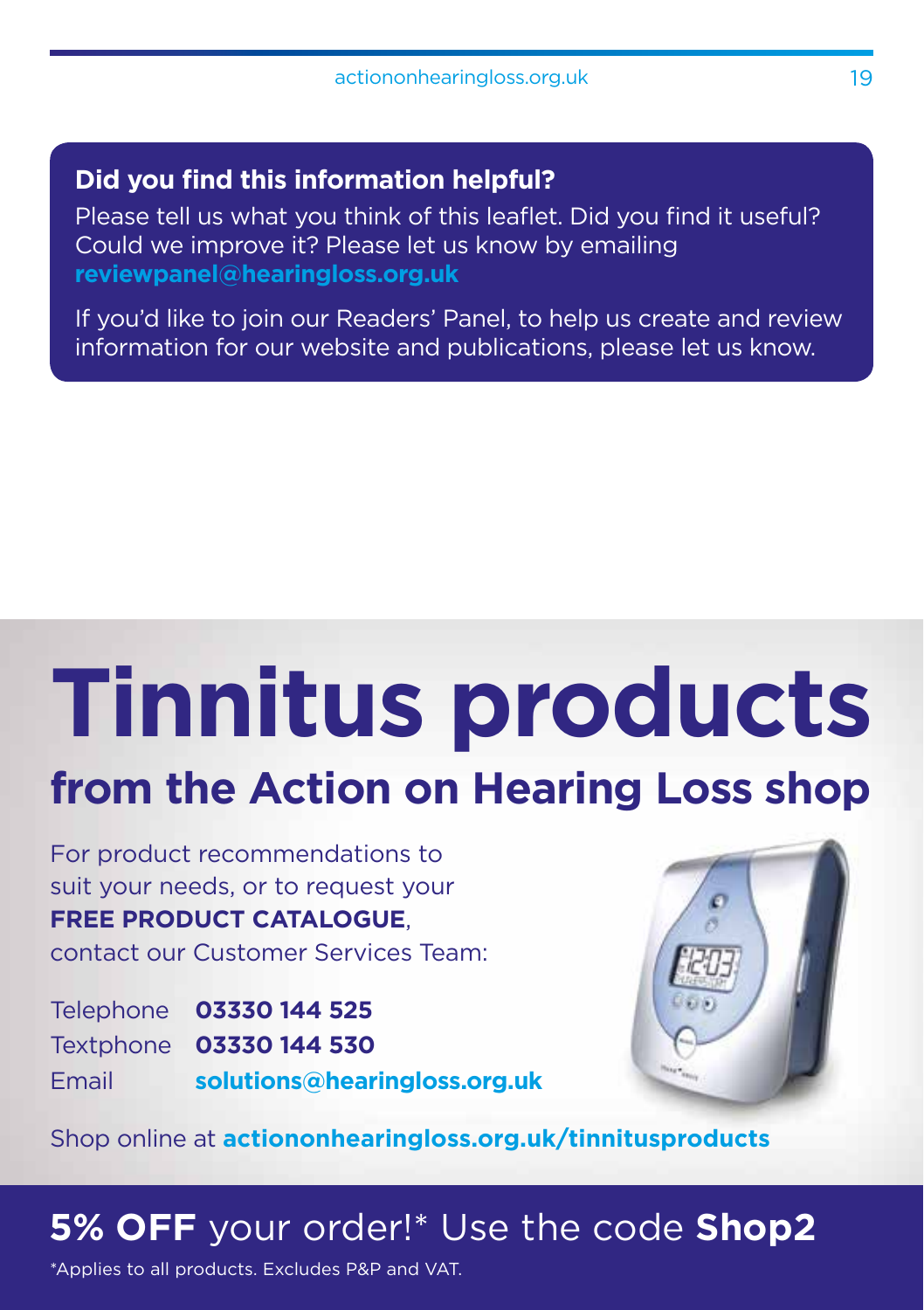**Did you find this information helpful?**

Please tell us what you think of this leaflet. Did you find it useful? Could we improve it? Please let us know by emailing **reviewpanel@hearingloss.org.uk**

If you'd like to join our Readers' Panel, to help us create and review information for our website and publications, please let us know.

# Tinnitus products

## from the Action on Hearing Loss shop

For product recommendations to suit your needs, or to request your **FREE PRODUCT CATALOGUE**, contact our Customer Services Team:

Telephone **03330 144 525**
Textphone **03330 144 530**
Email **solutions@hearingloss.org.uk**

Shop online at **actiononhearingloss.org.uk/tinnitusproducts**

## **5% OFF** your order!* Use the code **Shop2**

*Applies to all products. Excludes P&P and VAT.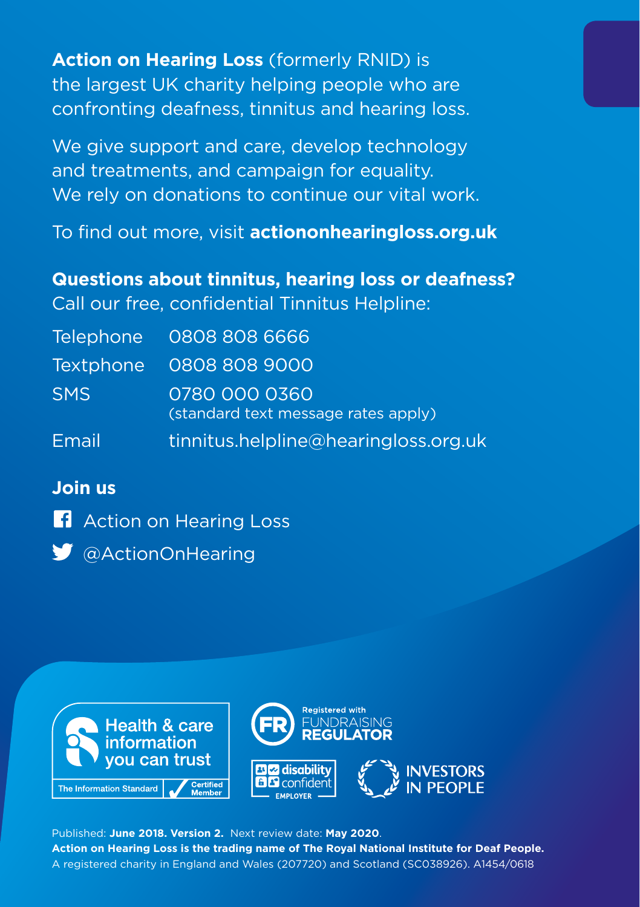**Action on Hearing Loss** (formerly RNID) is the largest UK charity helping people who are confronting deafness, tinnitus and hearing loss.

We give support and care, develop technology and treatments, and campaign for equality. We rely on donations to continue our vital work.

To find out more, visit **actiononhearingloss.org.uk**

**Questions about tinnitus, hearing loss or deafness?**
Call our free, confidential Tinnitus Helpline:

| | |
|---|---|
| Telephone | 0808 808 6666 |
| Textphone | 0808 808 9000 |
| SMS | 0780 000 0360 (standard text message rates apply) |
| Email | tinnitus.helpline@hearingloss.org.uk |

**Join us**

Action on Hearing Loss

@ActionOnHearing

Health & care information you can trust
The Information Standard Certified Member

Registered with FUNDRAISING REGULATOR

disability confident EMPLOYER

INVESTORS IN PEOPLE

Published: **June 2018. Version 2.** Next review date: **May 2020**.
**Action on Hearing Loss is the trading name of The Royal National Institute for Deaf People.**
A registered charity in England and Wales (207720) and Scotland (SC038926). A1454/0618